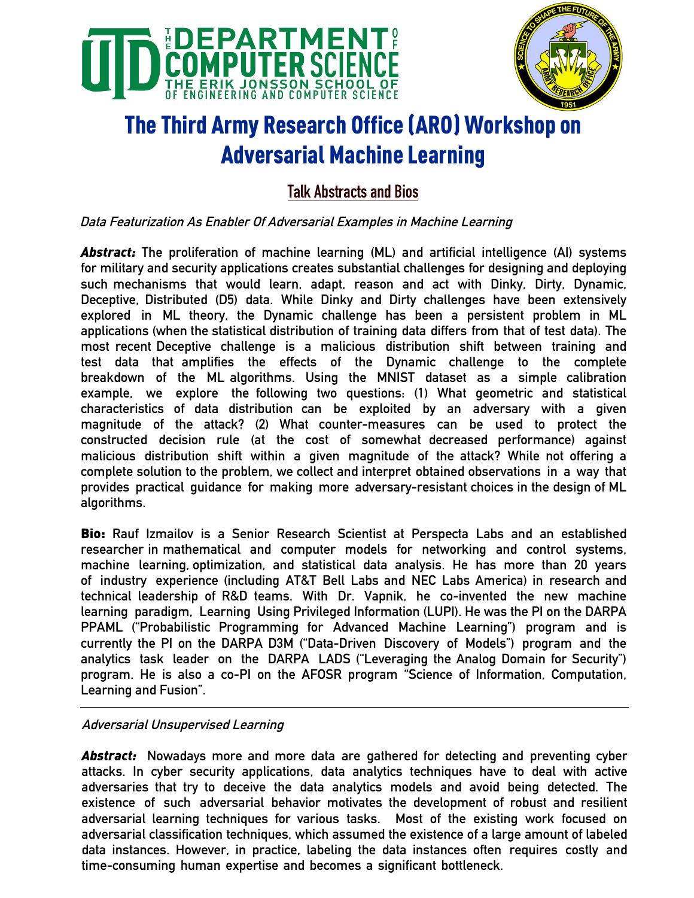# The Third Army Research Office (ARO) Workshop on Adversarial Machine Learning

## Talk Abstracts and Bios

*Data Featurization As Enabler Of Adversarial Examples in Machine Learning*

***Abstract:*** The proliferation of machine learning (ML) and artificial intelligence (AI) systems for military and security applications creates substantial challenges for designing and deploying such mechanisms that would learn, adapt, reason and act with Dinky, Dirty, Dynamic, Deceptive, Distributed (D5) data. While Dinky and Dirty challenges have been extensively explored in ML theory, the Dynamic challenge has been a persistent problem in ML applications (when the statistical distribution of training data differs from that of test data). The most recent Deceptive challenge is a malicious distribution shift between training and test data that amplifies the effects of the Dynamic challenge to the complete breakdown of the ML algorithms. Using the MNIST dataset as a simple calibration example, we explore the following two questions: (1) What geometric and statistical characteristics of data distribution can be exploited by an adversary with a given magnitude of the attack? (2) What counter-measures can be used to protect the constructed decision rule (at the cost of somewhat decreased performance) against malicious distribution shift within a given magnitude of the attack? While not offering a complete solution to the problem, we collect and interpret obtained observations in a way that provides practical guidance for making more adversary-resistant choices in the design of ML algorithms.

**Bio:** Rauf Izmailov is a Senior Research Scientist at Perspecta Labs and an established researcher in mathematical and computer models for networking and control systems, machine learning, optimization, and statistical data analysis. He has more than 20 years of industry experience (including AT&T Bell Labs and NEC Labs America) in research and technical leadership of R&D teams. With Dr. Vapnik, he co-invented the new machine learning paradigm, Learning Using Privileged Information (LUPI). He was the PI on the DARPA PPAML ("Probabilistic Programming for Advanced Machine Learning") program and is currently the PI on the DARPA D3M ("Data-Driven Discovery of Models") program and the analytics task leader on the DARPA LADS ("Leveraging the Analog Domain for Security") program. He is also a co-PI on the AFOSR program "Science of Information, Computation, Learning and Fusion".

---

*Adversarial Unsupervised Learning*

***Abstract:*** Nowadays more and more data are gathered for detecting and preventing cyber attacks. In cyber security applications, data analytics techniques have to deal with active adversaries that try to deceive the data analytics models and avoid being detected. The existence of such adversarial behavior motivates the development of robust and resilient adversarial learning techniques for various tasks. Most of the existing work focused on adversarial classification techniques, which assumed the existence of a large amount of labeled data instances. However, in practice, labeling the data instances often requires costly and time-consuming human expertise and becomes a significant bottleneck.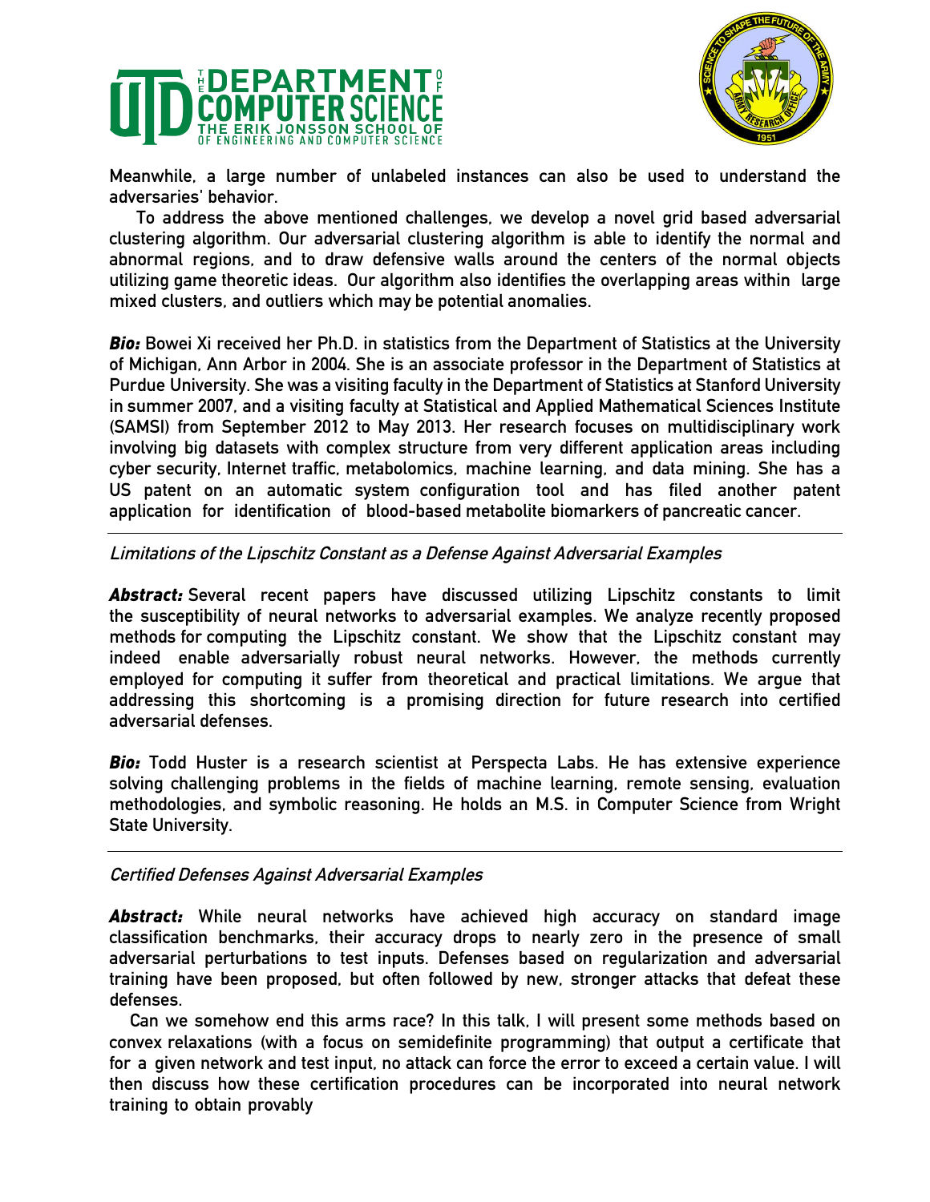Meanwhile, a large number of unlabeled instances can also be used to understand the adversaries' behavior.

To address the above mentioned challenges, we develop a novel grid based adversarial clustering algorithm. Our adversarial clustering algorithm is able to identify the normal and abnormal regions, and to draw defensive walls around the centers of the normal objects utilizing game theoretic ideas. Our algorithm also identifies the overlapping areas within large mixed clusters, and outliers which may be potential anomalies.

***Bio:*** Bowei Xi received her Ph.D. in statistics from the Department of Statistics at the University of Michigan, Ann Arbor in 2004. She is an associate professor in the Department of Statistics at Purdue University. She was a visiting faculty in the Department of Statistics at Stanford University in summer 2007, and a visiting faculty at Statistical and Applied Mathematical Sciences Institute (SAMSI) from September 2012 to May 2013. Her research focuses on multidisciplinary work involving big datasets with complex structure from very different application areas including cyber security, Internet traffic, metabolomics, machine learning, and data mining. She has a US patent on an automatic system configuration tool and has filed another patent application for identification of blood-based metabolite biomarkers of pancreatic cancer.

---

*Limitations of the Lipschitz Constant as a Defense Against Adversarial Examples*

***Abstract:*** Several recent papers have discussed utilizing Lipschitz constants to limit the susceptibility of neural networks to adversarial examples. We analyze recently proposed methods for computing the Lipschitz constant. We show that the Lipschitz constant may indeed enable adversarially robust neural networks. However, the methods currently employed for computing it suffer from theoretical and practical limitations. We argue that addressing this shortcoming is a promising direction for future research into certified adversarial defenses.

***Bio:*** Todd Huster is a research scientist at Perspecta Labs. He has extensive experience solving challenging problems in the fields of machine learning, remote sensing, evaluation methodologies, and symbolic reasoning. He holds an M.S. in Computer Science from Wright State University.

---

*Certified Defenses Against Adversarial Examples*

***Abstract:*** While neural networks have achieved high accuracy on standard image classification benchmarks, their accuracy drops to nearly zero in the presence of small adversarial perturbations to test inputs. Defenses based on regularization and adversarial training have been proposed, but often followed by new, stronger attacks that defeat these defenses.

Can we somehow end this arms race? In this talk, I will present some methods based on convex relaxations (with a focus on semidefinite programming) that output a certificate that for a given network and test input, no attack can force the error to exceed a certain value. I will then discuss how these certification procedures can be incorporated into neural network training to obtain provably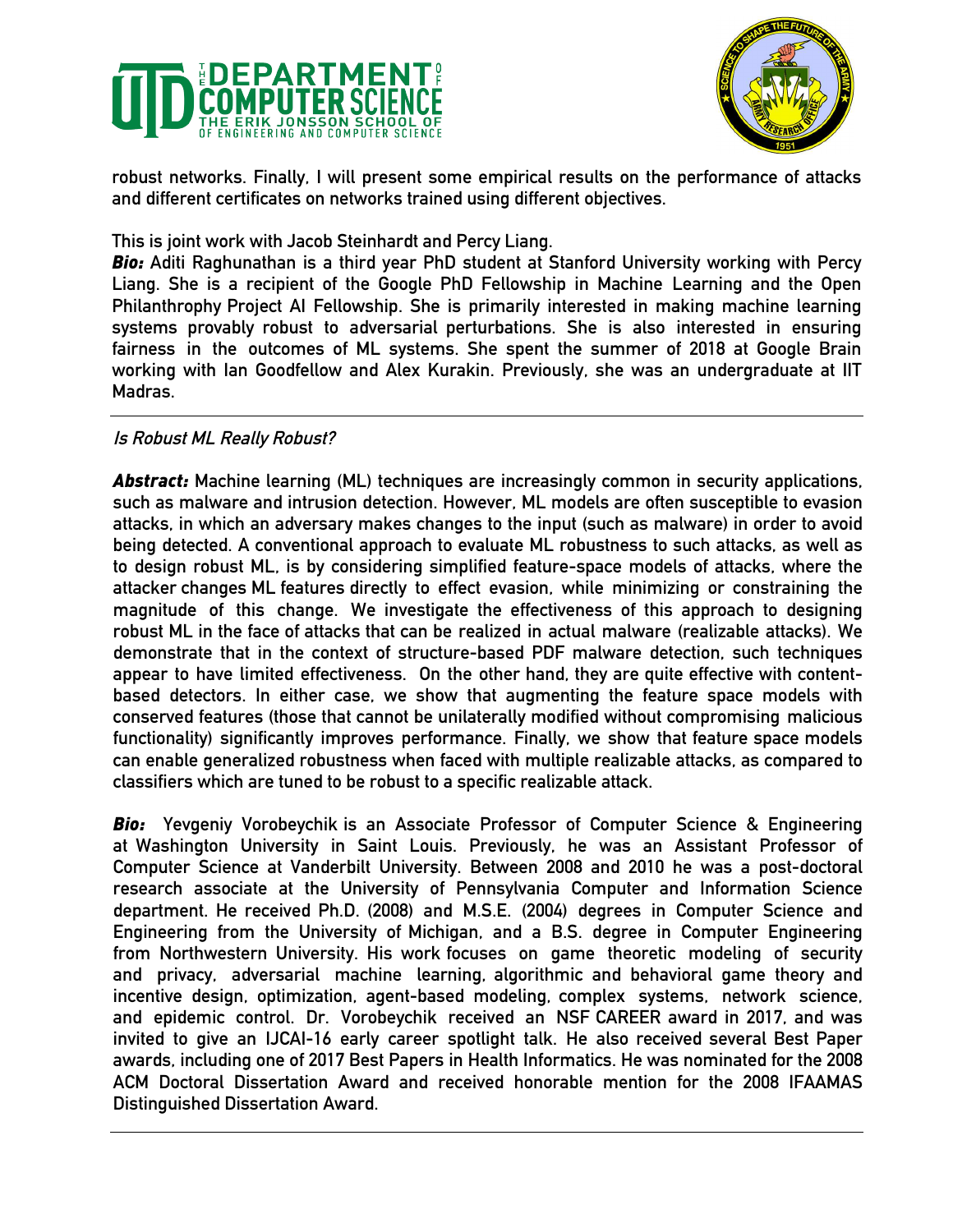robust networks. Finally, I will present some empirical results on the performance of attacks and different certificates on networks trained using different objectives.

This is joint work with Jacob Steinhardt and Percy Liang.

***Bio:*** Aditi Raghunathan is a third year PhD student at Stanford University working with Percy Liang. She is a recipient of the Google PhD Fellowship in Machine Learning and the Open Philanthrophy Project AI Fellowship. She is primarily interested in making machine learning systems provably robust to adversarial perturbations. She is also interested in ensuring fairness in the outcomes of ML systems. She spent the summer of 2018 at Google Brain working with Ian Goodfellow and Alex Kurakin. Previously, she was an undergraduate at IIT Madras.

---

*Is Robust ML Really Robust?*

***Abstract:*** Machine learning (ML) techniques are increasingly common in security applications, such as malware and intrusion detection. However, ML models are often susceptible to evasion attacks, in which an adversary makes changes to the input (such as malware) in order to avoid being detected. A conventional approach to evaluate ML robustness to such attacks, as well as to design robust ML, is by considering simplified feature-space models of attacks, where the attacker changes ML features directly to effect evasion, while minimizing or constraining the magnitude of this change. We investigate the effectiveness of this approach to designing robust ML in the face of attacks that can be realized in actual malware (realizable attacks). We demonstrate that in the context of structure-based PDF malware detection, such techniques appear to have limited effectiveness. On the other hand, they are quite effective with content-based detectors. In either case, we show that augmenting the feature space models with conserved features (those that cannot be unilaterally modified without compromising malicious functionality) significantly improves performance. Finally, we show that feature space models can enable generalized robustness when faced with multiple realizable attacks, as compared to classifiers which are tuned to be robust to a specific realizable attack.

***Bio:*** Yevgeniy Vorobeychik is an Associate Professor of Computer Science & Engineering at Washington University in Saint Louis. Previously, he was an Assistant Professor of Computer Science at Vanderbilt University. Between 2008 and 2010 he was a post-doctoral research associate at the University of Pennsylvania Computer and Information Science department. He received Ph.D. (2008) and M.S.E. (2004) degrees in Computer Science and Engineering from the University of Michigan, and a B.S. degree in Computer Engineering from Northwestern University. His work focuses on game theoretic modeling of security and privacy, adversarial machine learning, algorithmic and behavioral game theory and incentive design, optimization, agent-based modeling, complex systems, network science, and epidemic control. Dr. Vorobeychik received an NSF CAREER award in 2017, and was invited to give an IJCAI-16 early career spotlight talk. He also received several Best Paper awards, including one of 2017 Best Papers in Health Informatics. He was nominated for the 2008 ACM Doctoral Dissertation Award and received honorable mention for the 2008 IFAAMAS Distinguished Dissertation Award.

---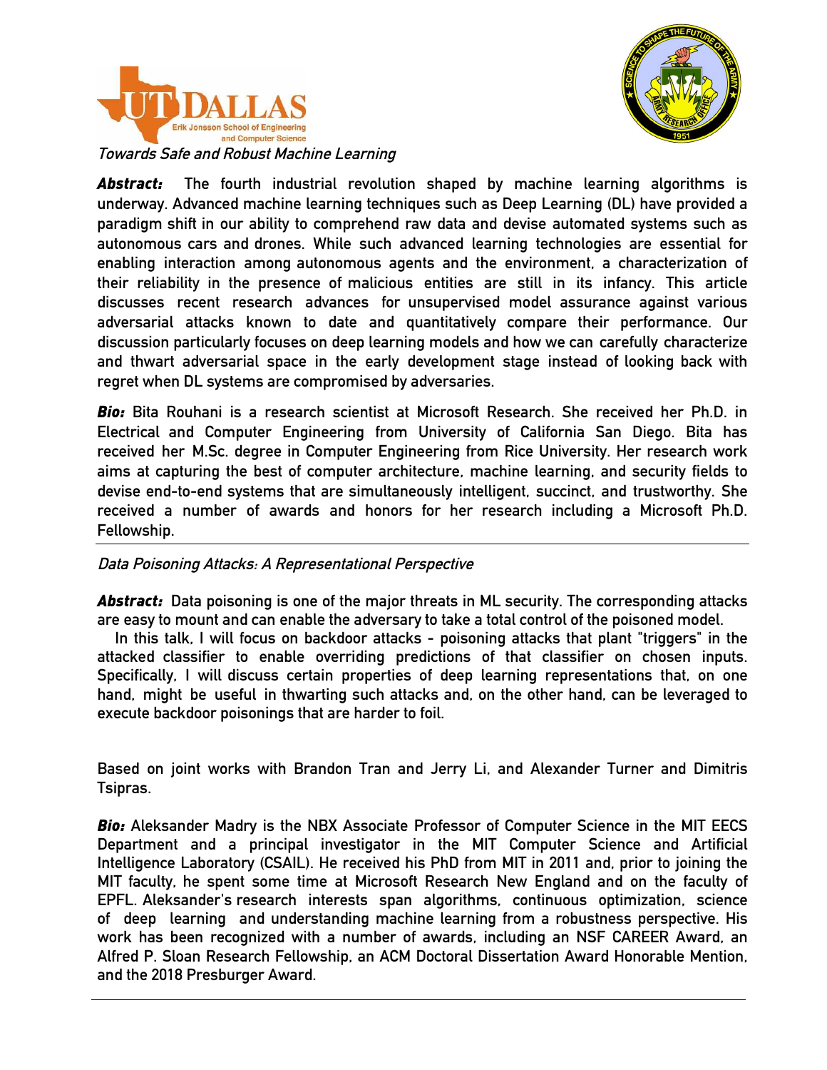*Towards Safe and Robust Machine Learning*

***Abstract:*** The fourth industrial revolution shaped by machine learning algorithms is underway. Advanced machine learning techniques such as Deep Learning (DL) have provided a paradigm shift in our ability to comprehend raw data and devise automated systems such as autonomous cars and drones. While such advanced learning technologies are essential for enabling interaction among autonomous agents and the environment, a characterization of their reliability in the presence of malicious entities are still in its infancy. This article discusses recent research advances for unsupervised model assurance against various adversarial attacks known to date and quantitatively compare their performance. Our discussion particularly focuses on deep learning models and how we can carefully characterize and thwart adversarial space in the early development stage instead of looking back with regret when DL systems are compromised by adversaries.

***Bio:*** Bita Rouhani is a research scientist at Microsoft Research. She received her Ph.D. in Electrical and Computer Engineering from University of California San Diego. Bita has received her M.Sc. degree in Computer Engineering from Rice University. Her research work aims at capturing the best of computer architecture, machine learning, and security fields to devise end-to-end systems that are simultaneously intelligent, succinct, and trustworthy. She received a number of awards and honors for her research including a Microsoft Ph.D. Fellowship.

---

*Data Poisoning Attacks: A Representational Perspective*

***Abstract:*** Data poisoning is one of the major threats in ML security. The corresponding attacks are easy to mount and can enable the adversary to take a total control of the poisoned model.

In this talk, I will focus on backdoor attacks - poisoning attacks that plant "triggers" in the attacked classifier to enable overriding predictions of that classifier on chosen inputs. Specifically, I will discuss certain properties of deep learning representations that, on one hand, might be useful in thwarting such attacks and, on the other hand, can be leveraged to execute backdoor poisonings that are harder to foil.

Based on joint works with Brandon Tran and Jerry Li, and Alexander Turner and Dimitris Tsipras.

***Bio:*** Aleksander Madry is the NBX Associate Professor of Computer Science in the MIT EECS Department and a principal investigator in the MIT Computer Science and Artificial Intelligence Laboratory (CSAIL). He received his PhD from MIT in 2011 and, prior to joining the MIT faculty, he spent some time at Microsoft Research New England and on the faculty of EPFL. Aleksander's research interests span algorithms, continuous optimization, science of deep learning and understanding machine learning from a robustness perspective. His work has been recognized with a number of awards, including an NSF CAREER Award, an Alfred P. Sloan Research Fellowship, an ACM Doctoral Dissertation Award Honorable Mention, and the 2018 Presburger Award.

---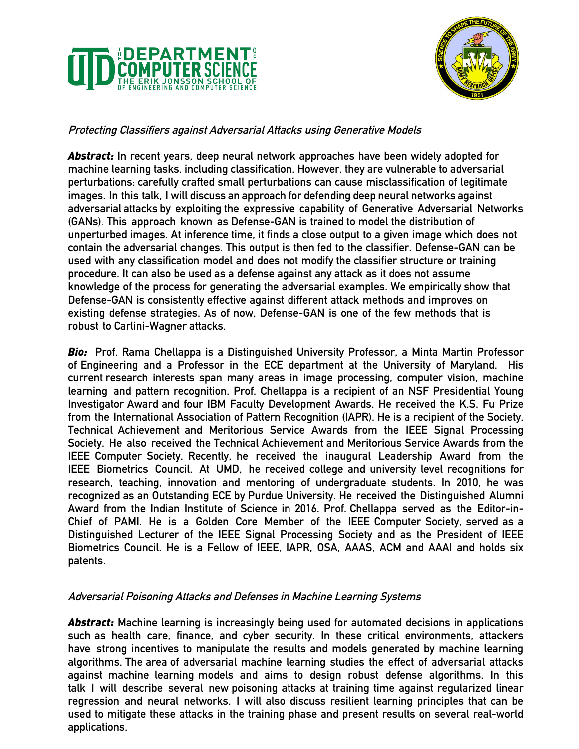*Protecting Classifiers against Adversarial Attacks using Generative Models*

***Abstract:*** In recent years, deep neural network approaches have been widely adopted for machine learning tasks, including classification. However, they are vulnerable to adversarial perturbations: carefully crafted small perturbations can cause misclassification of legitimate images. In this talk, I will discuss an approach for defending deep neural networks against adversarial attacks by exploiting the expressive capability of Generative Adversarial Networks (GANs). This approach known as Defense-GAN is trained to model the distribution of unperturbed images. At inference time, it finds a close output to a given image which does not contain the adversarial changes. This output is then fed to the classifier. Defense-GAN can be used with any classification model and does not modify the classifier structure or training procedure. It can also be used as a defense against any attack as it does not assume knowledge of the process for generating the adversarial examples. We empirically show that Defense-GAN is consistently effective against different attack methods and improves on existing defense strategies. As of now, Defense-GAN is one of the few methods that is robust to Carlini-Wagner attacks.

***Bio:*** Prof. Rama Chellappa is a Distinguished University Professor, a Minta Martin Professor of Engineering and a Professor in the ECE department at the University of Maryland. His current research interests span many areas in image processing, computer vision, machine learning and pattern recognition. Prof. Chellappa is a recipient of an NSF Presidential Young Investigator Award and four IBM Faculty Development Awards. He received the K.S. Fu Prize from the International Association of Pattern Recognition (IAPR). He is a recipient of the Society, Technical Achievement and Meritorious Service Awards from the IEEE Signal Processing Society. He also received the Technical Achievement and Meritorious Service Awards from the IEEE Computer Society. Recently, he received the inaugural Leadership Award from the IEEE Biometrics Council. At UMD, he received college and university level recognitions for research, teaching, innovation and mentoring of undergraduate students. In 2010, he was recognized as an Outstanding ECE by Purdue University. He received the Distinguished Alumni Award from the Indian Institute of Science in 2016. Prof. Chellappa served as the Editor-in-Chief of PAMI. He is a Golden Core Member of the IEEE Computer Society, served as a Distinguished Lecturer of the IEEE Signal Processing Society and as the President of IEEE Biometrics Council. He is a Fellow of IEEE, IAPR, OSA, AAAS, ACM and AAAI and holds six patents.

---

*Adversarial Poisoning Attacks and Defenses in Machine Learning Systems*

***Abstract:*** Machine learning is increasingly being used for automated decisions in applications such as health care, finance, and cyber security. In these critical environments, attackers have strong incentives to manipulate the results and models generated by machine learning algorithms. The area of adversarial machine learning studies the effect of adversarial attacks against machine learning models and aims to design robust defense algorithms. In this talk I will describe several new poisoning attacks at training time against regularized linear regression and neural networks. I will also discuss resilient learning principles that can be used to mitigate these attacks in the training phase and present results on several real-world applications.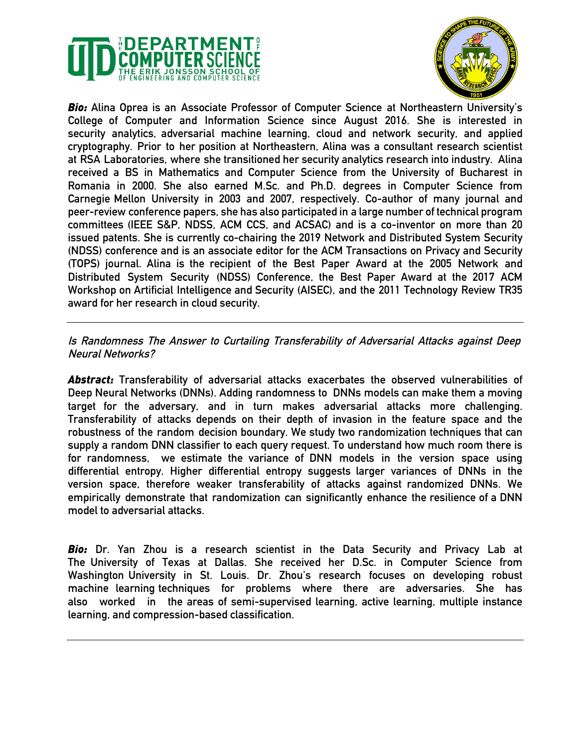**Bio:** Alina Oprea is an Associate Professor of Computer Science at Northeastern University's College of Computer and Information Science since August 2016. She is interested in security analytics, adversarial machine learning, cloud and network security, and applied cryptography. Prior to her position at Northeastern, Alina was a consultant research scientist at RSA Laboratories, where she transitioned her security analytics research into industry. Alina received a BS in Mathematics and Computer Science from the University of Bucharest in Romania in 2000. She also earned M.Sc. and Ph.D. degrees in Computer Science from Carnegie Mellon University in 2003 and 2007, respectively. Co-author of many journal and peer-review conference papers, she has also participated in a large number of technical program committees (IEEE S&P, NDSS, ACM CCS, and ACSAC) and is a co-inventor on more than 20 issued patents. She is currently co-chairing the 2019 Network and Distributed System Security (NDSS) conference and is an associate editor for the ACM Transactions on Privacy and Security (TOPS) journal. Alina is the recipient of the Best Paper Award at the 2005 Network and Distributed System Security (NDSS) Conference, the Best Paper Award at the 2017 ACM Workshop on Artificial Intelligence and Security (AISEC), and the 2011 Technology Review TR35 award for her research in cloud security.

---

*Is Randomness The Answer to Curtailing Transferability of Adversarial Attacks against Deep Neural Networks?*

**Abstract:** Transferability of adversarial attacks exacerbates the observed vulnerabilities of Deep Neural Networks (DNNs). Adding randomness to DNNs models can make them a moving target for the adversary, and in turn makes adversarial attacks more challenging. Transferability of attacks depends on their depth of invasion in the feature space and the robustness of the random decision boundary. We study two randomization techniques that can supply a random DNN classifier to each query request. To understand how much room there is for randomness, we estimate the variance of DNN models in the version space using differential entropy. Higher differential entropy suggests larger variances of DNNs in the version space, therefore weaker transferability of attacks against randomized DNNs. We empirically demonstrate that randomization can significantly enhance the resilience of a DNN model to adversarial attacks.

**Bio:** Dr. Yan Zhou is a research scientist in the Data Security and Privacy Lab at The University of Texas at Dallas. She received her D.Sc. in Computer Science from Washington University in St. Louis. Dr. Zhou's research focuses on developing robust machine learning techniques for problems where there are adversaries. She has also worked in the areas of semi-supervised learning, active learning, multiple instance learning, and compression-based classification.

---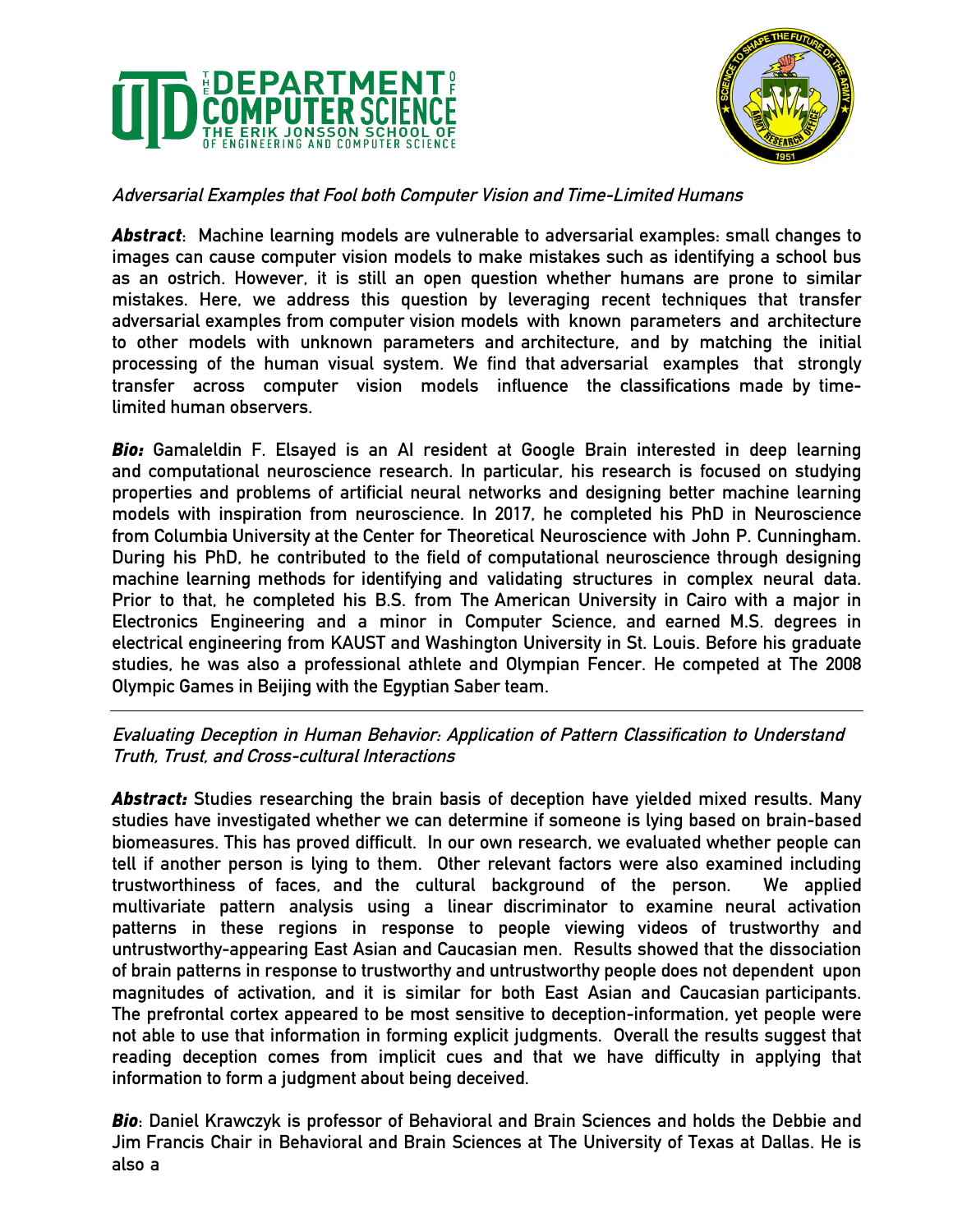*Adversarial Examples that Fool both Computer Vision and Time-Limited Humans*

***Abstract***: Machine learning models are vulnerable to adversarial examples: small changes to images can cause computer vision models to make mistakes such as identifying a school bus as an ostrich. However, it is still an open question whether humans are prone to similar mistakes. Here, we address this question by leveraging recent techniques that transfer adversarial examples from computer vision models with known parameters and architecture to other models with unknown parameters and architecture, and by matching the initial processing of the human visual system. We find that adversarial examples that strongly transfer across computer vision models influence the classifications made by time-limited human observers.

***Bio:*** Gamaleldin F. Elsayed is an AI resident at Google Brain interested in deep learning and computational neuroscience research. In particular, his research is focused on studying properties and problems of artificial neural networks and designing better machine learning models with inspiration from neuroscience. In 2017, he completed his PhD in Neuroscience from Columbia University at the Center for Theoretical Neuroscience with John P. Cunningham. During his PhD, he contributed to the field of computational neuroscience through designing machine learning methods for identifying and validating structures in complex neural data. Prior to that, he completed his B.S. from The American University in Cairo with a major in Electronics Engineering and a minor in Computer Science, and earned M.S. degrees in electrical engineering from KAUST and Washington University in St. Louis. Before his graduate studies, he was also a professional athlete and Olympian Fencer. He competed at The 2008 Olympic Games in Beijing with the Egyptian Saber team.

---

*Evaluating Deception in Human Behavior: Application of Pattern Classification to Understand Truth, Trust, and Cross-cultural Interactions*

***Abstract:*** Studies researching the brain basis of deception have yielded mixed results. Many studies have investigated whether we can determine if someone is lying based on brain-based biomeasures. This has proved difficult. In our own research, we evaluated whether people can tell if another person is lying to them. Other relevant factors were also examined including trustworthiness of faces, and the cultural background of the person. We applied multivariate pattern analysis using a linear discriminator to examine neural activation patterns in these regions in response to people viewing videos of trustworthy and untrustworthy-appearing East Asian and Caucasian men. Results showed that the dissociation of brain patterns in response to trustworthy and untrustworthy people does not dependent upon magnitudes of activation, and it is similar for both East Asian and Caucasian participants. The prefrontal cortex appeared to be most sensitive to deception-information, yet people were not able to use that information in forming explicit judgments. Overall the results suggest that reading deception comes from implicit cues and that we have difficulty in applying that information to form a judgment about being deceived.

***Bio***: Daniel Krawczyk is professor of Behavioral and Brain Sciences and holds the Debbie and Jim Francis Chair in Behavioral and Brain Sciences at The University of Texas at Dallas. He is also a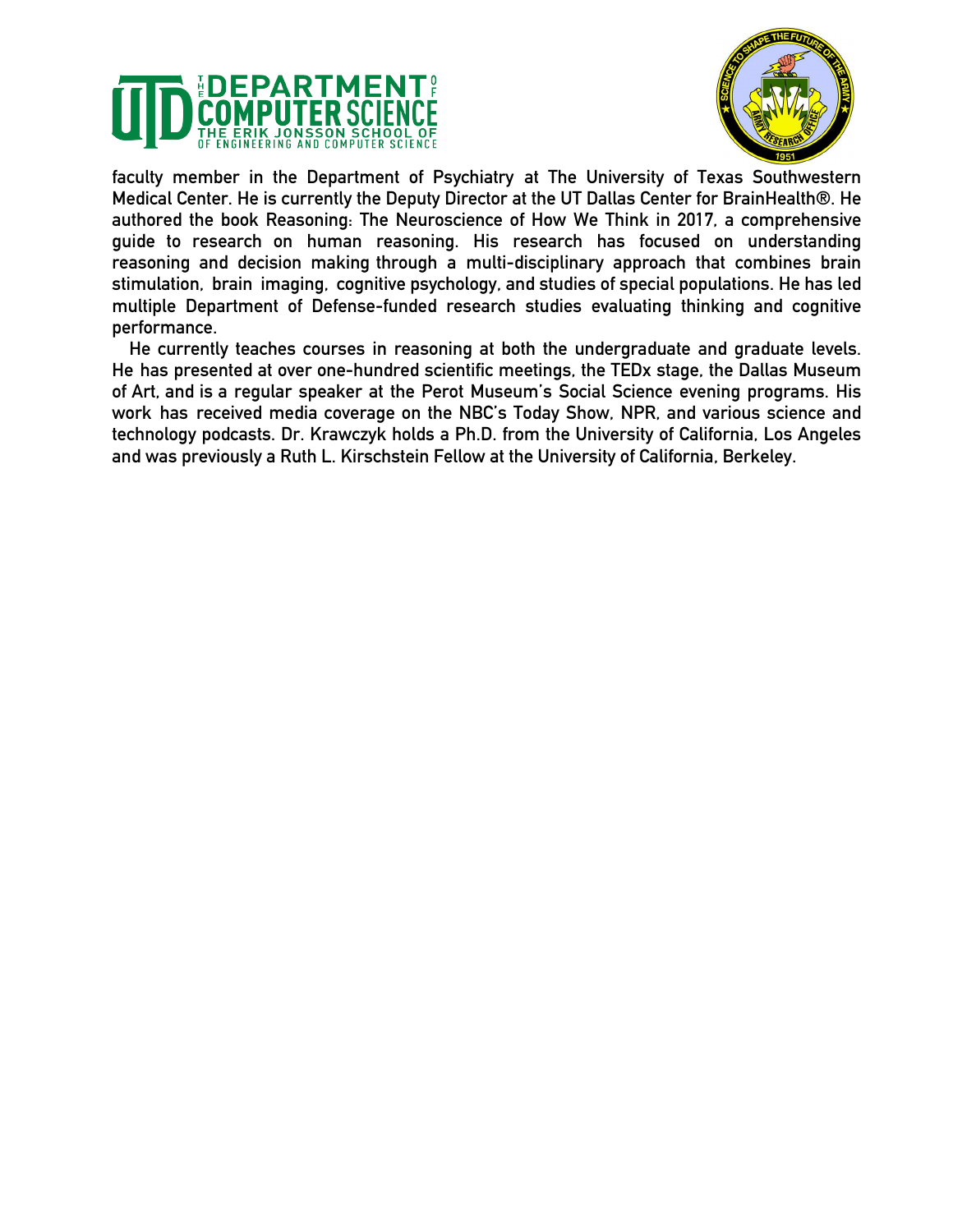faculty member in the Department of Psychiatry at The University of Texas Southwestern Medical Center. He is currently the Deputy Director at the UT Dallas Center for BrainHealth®. He authored the book Reasoning: The Neuroscience of How We Think in 2017, a comprehensive guide to research on human reasoning. His research has focused on understanding reasoning and decision making through a multi-disciplinary approach that combines brain stimulation, brain imaging, cognitive psychology, and studies of special populations. He has led multiple Department of Defense-funded research studies evaluating thinking and cognitive performance.

He currently teaches courses in reasoning at both the undergraduate and graduate levels. He has presented at over one-hundred scientific meetings, the TEDx stage, the Dallas Museum of Art, and is a regular speaker at the Perot Museum's Social Science evening programs. His work has received media coverage on the NBC's Today Show, NPR, and various science and technology podcasts. Dr. Krawczyk holds a Ph.D. from the University of California, Los Angeles and was previously a Ruth L. Kirschstein Fellow at the University of California, Berkeley.